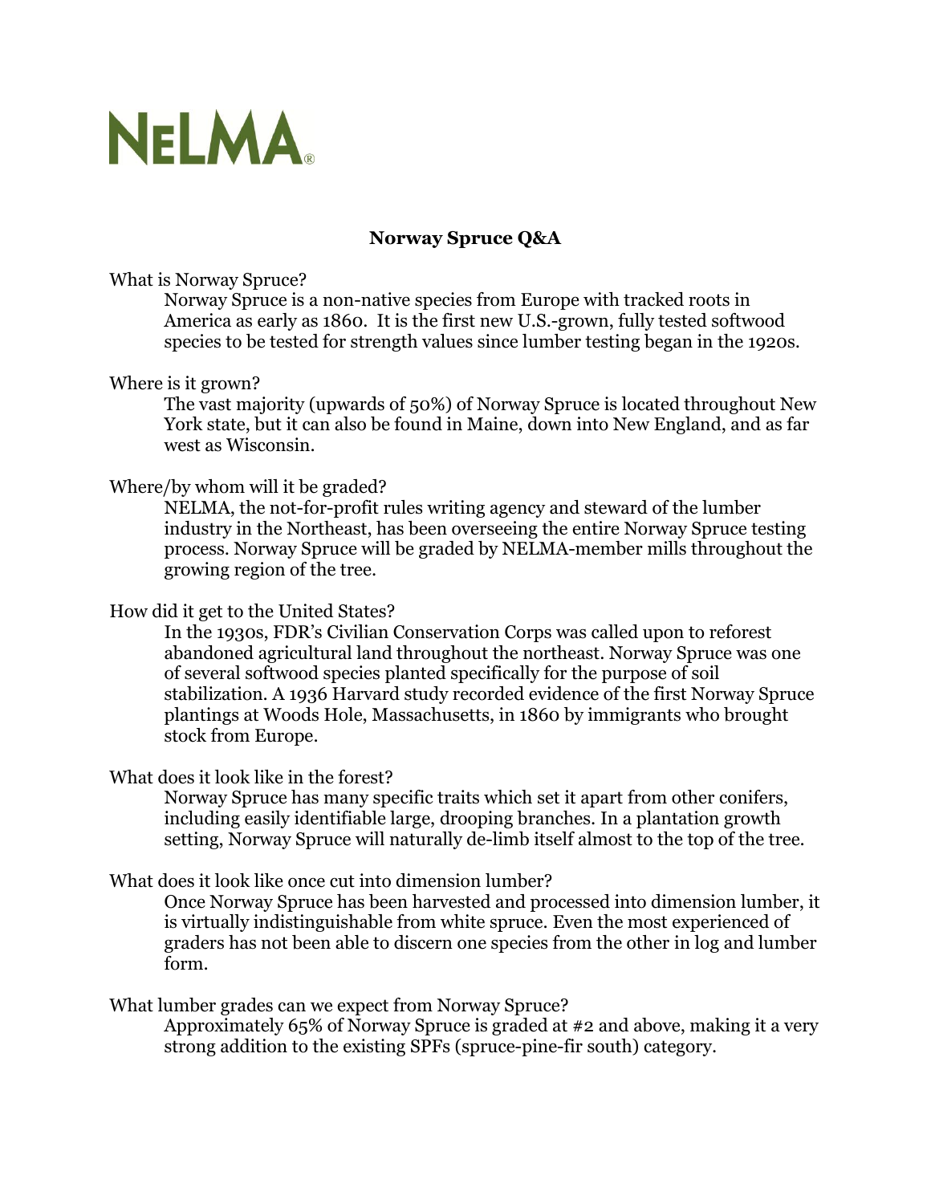NELMA®

## Norway Spruce Q&A

**What is Norway Spruce?**

Norway Spruce is a non-native species from Europe with tracked roots in America as early as 1860. It is the first new U.S.-grown, fully tested softwood species to be tested for strength values since lumber testing began in the 1920s.

**Where is it grown?**

The vast majority (upwards of 50%) of Norway Spruce is located throughout New York state, but it can also be found in Maine, down into New England, and as far west as Wisconsin.

**Where/by whom will it be graded?**

NELMA, the not-for-profit rules writing agency and steward of the lumber industry in the Northeast, has been overseeing the entire Norway Spruce testing process. Norway Spruce will be graded by NELMA-member mills throughout the growing region of the tree.

**How did it get to the United States?**

In the 1930s, FDR's Civilian Conservation Corps was called upon to reforest abandoned agricultural land throughout the northeast. Norway Spruce was one of several softwood species planted specifically for the purpose of soil stabilization. A 1936 Harvard study recorded evidence of the first Norway Spruce plantings at Woods Hole, Massachusetts, in 1860 by immigrants who brought stock from Europe.

**What does it look like in the forest?**

Norway Spruce has many specific traits which set it apart from other conifers, including easily identifiable large, drooping branches. In a plantation growth setting, Norway Spruce will naturally de-limb itself almost to the top of the tree.

**What does it look like once cut into dimension lumber?**

Once Norway Spruce has been harvested and processed into dimension lumber, it is virtually indistinguishable from white spruce. Even the most experienced of graders has not been able to discern one species from the other in log and lumber form.

**What lumber grades can we expect from Norway Spruce?**

Approximately 65% of Norway Spruce is graded at #2 and above, making it a very strong addition to the existing SPFs (spruce-pine-fir south) category.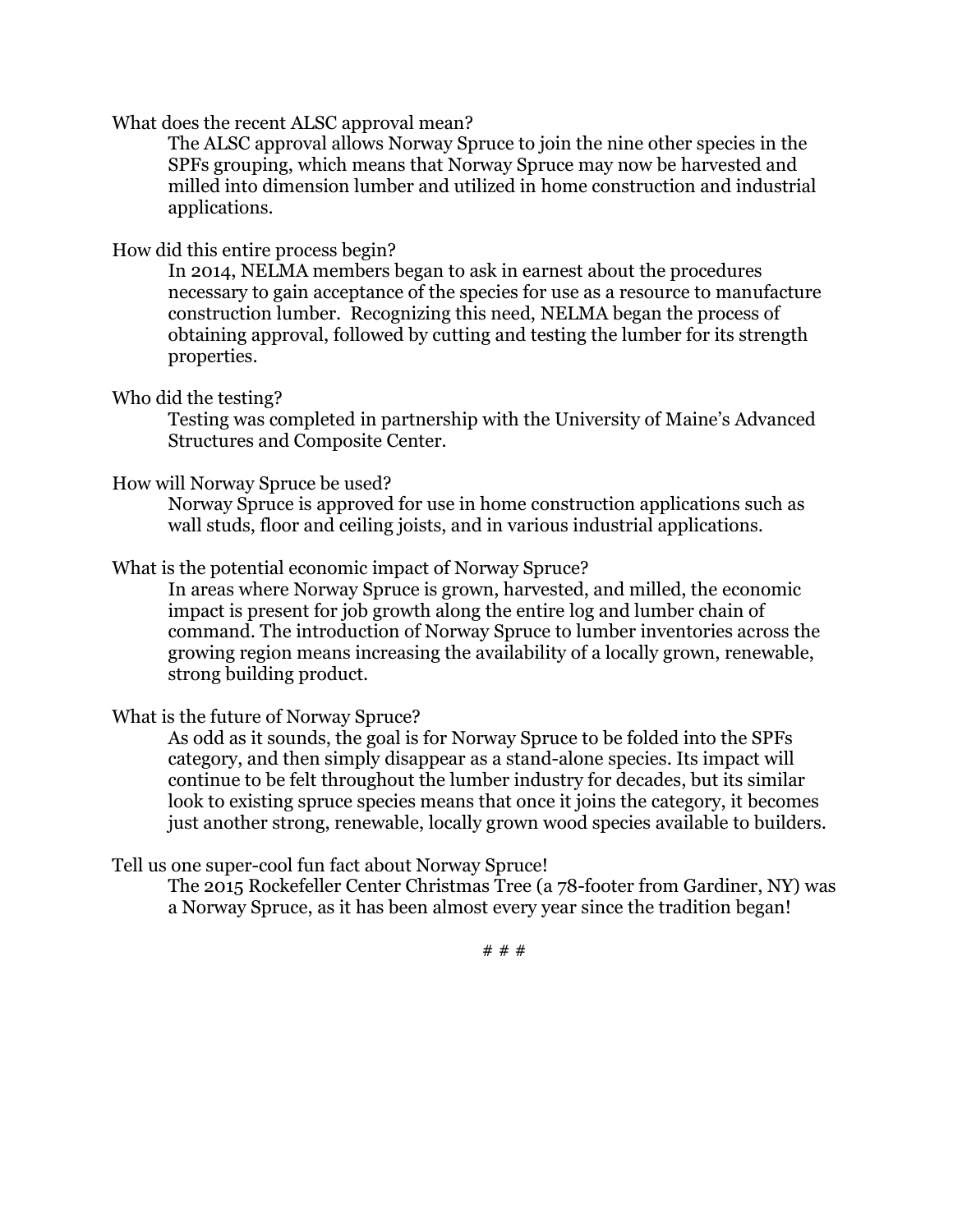What does the recent ALSC approval mean?

The ALSC approval allows Norway Spruce to join the nine other species in the SPFs grouping, which means that Norway Spruce may now be harvested and milled into dimension lumber and utilized in home construction and industrial applications.

How did this entire process begin?

In 2014, NELMA members began to ask in earnest about the procedures necessary to gain acceptance of the species for use as a resource to manufacture construction lumber. Recognizing this need, NELMA began the process of obtaining approval, followed by cutting and testing the lumber for its strength properties.

Who did the testing?

Testing was completed in partnership with the University of Maine's Advanced Structures and Composite Center.

How will Norway Spruce be used?

Norway Spruce is approved for use in home construction applications such as wall studs, floor and ceiling joists, and in various industrial applications.

What is the potential economic impact of Norway Spruce?

In areas where Norway Spruce is grown, harvested, and milled, the economic impact is present for job growth along the entire log and lumber chain of command. The introduction of Norway Spruce to lumber inventories across the growing region means increasing the availability of a locally grown, renewable, strong building product.

What is the future of Norway Spruce?

As odd as it sounds, the goal is for Norway Spruce to be folded into the SPFs category, and then simply disappear as a stand-alone species. Its impact will continue to be felt throughout the lumber industry for decades, but its similar look to existing spruce species means that once it joins the category, it becomes just another strong, renewable, locally grown wood species available to builders.

Tell us one super-cool fun fact about Norway Spruce!

The 2015 Rockefeller Center Christmas Tree (a 78-footer from Gardiner, NY) was a Norway Spruce, as it has been almost every year since the tradition began!

# # #